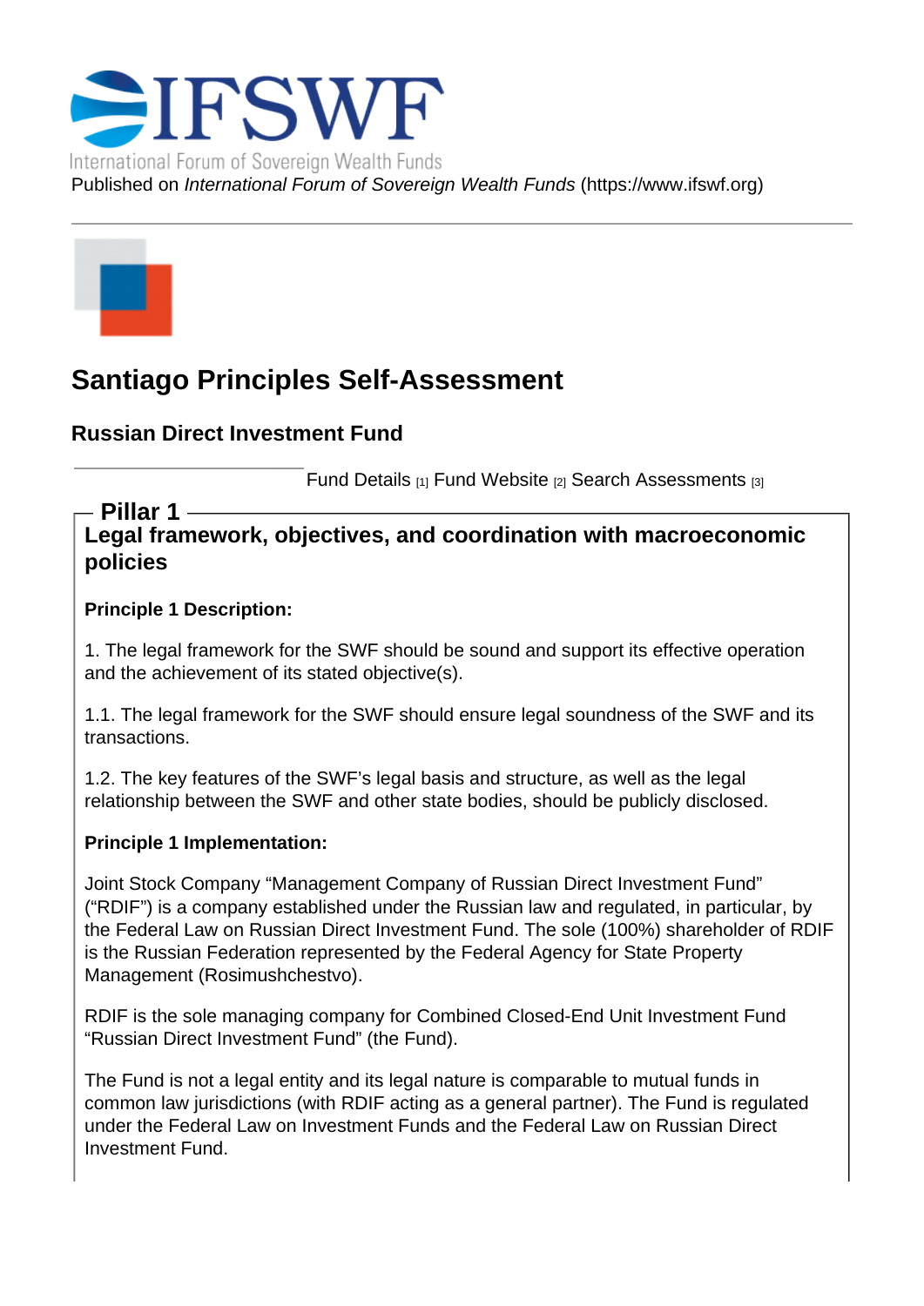IFSWF

International Forum of Sovereign Wealth Funds

Published on *International Forum of Sovereign Wealth Funds* (https://www.ifswf.org)

# Santiago Principles Self-Assessment

## Russian Direct Investment Fund

Fund Details [1] Fund Website [2] Search Assessments [3]

## Pillar 1

### Legal framework, objectives, and coordination with macroeconomic policies

**Principle 1 Description:**

1. The legal framework for the SWF should be sound and support its effective operation and the achievement of its stated objective(s).

1.1. The legal framework for the SWF should ensure legal soundness of the SWF and its transactions.

1.2. The key features of the SWF's legal basis and structure, as well as the legal relationship between the SWF and other state bodies, should be publicly disclosed.

**Principle 1 Implementation:**

Joint Stock Company "Management Company of Russian Direct Investment Fund" ("RDIF") is a company established under the Russian law and regulated, in particular, by the Federal Law on Russian Direct Investment Fund. The sole (100%) shareholder of RDIF is the Russian Federation represented by the Federal Agency for State Property Management (Rosimushchestvo).

RDIF is the sole managing company for Combined Closed-End Unit Investment Fund "Russian Direct Investment Fund" (the Fund).

The Fund is not a legal entity and its legal nature is comparable to mutual funds in common law jurisdictions (with RDIF acting as a general partner). The Fund is regulated under the Federal Law on Investment Funds and the Federal Law on Russian Direct Investment Fund.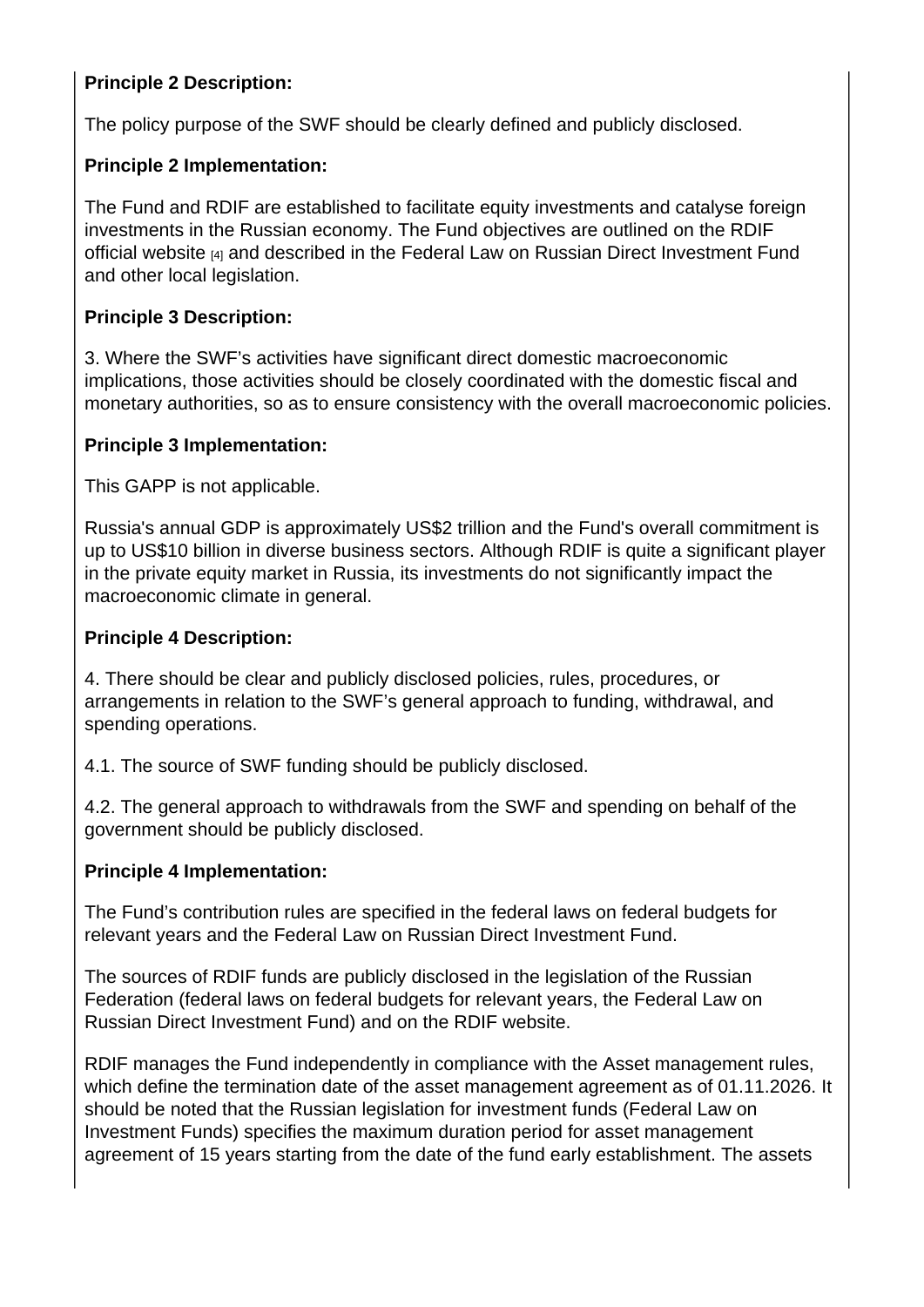**Principle 2 Description:**

The policy purpose of the SWF should be clearly defined and publicly disclosed.

**Principle 2 Implementation:**

The Fund and RDIF are established to facilitate equity investments and catalyse foreign investments in the Russian economy. The Fund objectives are outlined on the RDIF official website [4] and described in the Federal Law on Russian Direct Investment Fund and other local legislation.

**Principle 3 Description:**

3. Where the SWF's activities have significant direct domestic macroeconomic implications, those activities should be closely coordinated with the domestic fiscal and monetary authorities, so as to ensure consistency with the overall macroeconomic policies.

**Principle 3 Implementation:**

This GAPP is not applicable.

Russia's annual GDP is approximately US$2 trillion and the Fund's overall commitment is up to US$10 billion in diverse business sectors. Although RDIF is quite a significant player in the private equity market in Russia, its investments do not significantly impact the macroeconomic climate in general.

**Principle 4 Description:**

4. There should be clear and publicly disclosed policies, rules, procedures, or arrangements in relation to the SWF's general approach to funding, withdrawal, and spending operations.

4.1. The source of SWF funding should be publicly disclosed.

4.2. The general approach to withdrawals from the SWF and spending on behalf of the government should be publicly disclosed.

**Principle 4 Implementation:**

The Fund's contribution rules are specified in the federal laws on federal budgets for relevant years and the Federal Law on Russian Direct Investment Fund.

The sources of RDIF funds are publicly disclosed in the legislation of the Russian Federation (federal laws on federal budgets for relevant years, the Federal Law on Russian Direct Investment Fund) and on the RDIF website.

RDIF manages the Fund independently in compliance with the Asset management rules, which define the termination date of the asset management agreement as of 01.11.2026. It should be noted that the Russian legislation for investment funds (Federal Law on Investment Funds) specifies the maximum duration period for asset management agreement of 15 years starting from the date of the fund early establishment. The assets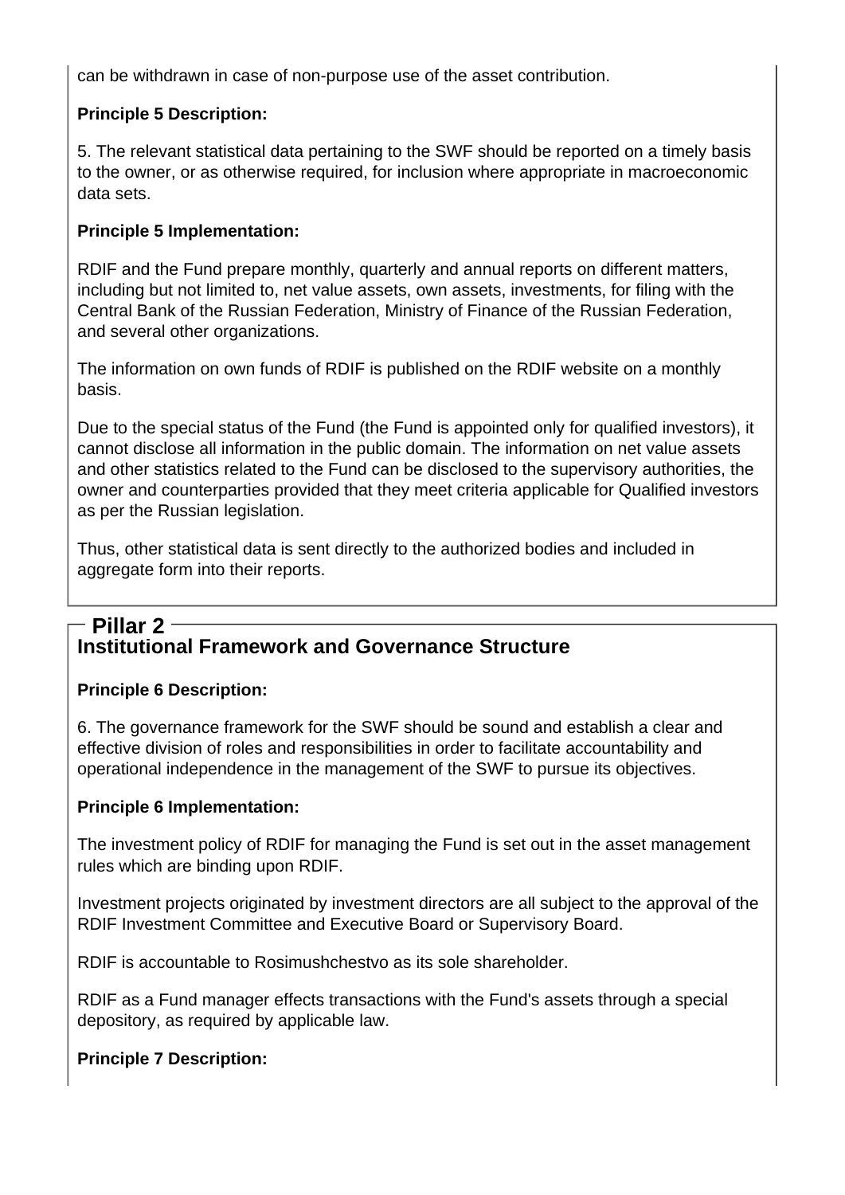can be withdrawn in case of non-purpose use of the asset contribution.

**Principle 5 Description:**

5. The relevant statistical data pertaining to the SWF should be reported on a timely basis to the owner, or as otherwise required, for inclusion where appropriate in macroeconomic data sets.

**Principle 5 Implementation:**

RDIF and the Fund prepare monthly, quarterly and annual reports on different matters, including but not limited to, net value assets, own assets, investments, for filing with the Central Bank of the Russian Federation, Ministry of Finance of the Russian Federation, and several other organizations.

The information on own funds of RDIF is published on the RDIF website on a monthly basis.

Due to the special status of the Fund (the Fund is appointed only for qualified investors), it cannot disclose all information in the public domain. The information on net value assets and other statistics related to the Fund can be disclosed to the supervisory authorities, the owner and counterparties provided that they meet criteria applicable for Qualified investors as per the Russian legislation.

Thus, other statistical data is sent directly to the authorized bodies and included in aggregate form into their reports.

## Pillar 2
## Institutional Framework and Governance Structure

**Principle 6 Description:**

6. The governance framework for the SWF should be sound and establish a clear and effective division of roles and responsibilities in order to facilitate accountability and operational independence in the management of the SWF to pursue its objectives.

**Principle 6 Implementation:**

The investment policy of RDIF for managing the Fund is set out in the asset management rules which are binding upon RDIF.

Investment projects originated by investment directors are all subject to the approval of the RDIF Investment Committee and Executive Board or Supervisory Board.

RDIF is accountable to Rosimushchestvo as its sole shareholder.

RDIF as a Fund manager effects transactions with the Fund's assets through a special depository, as required by applicable law.

**Principle 7 Description:**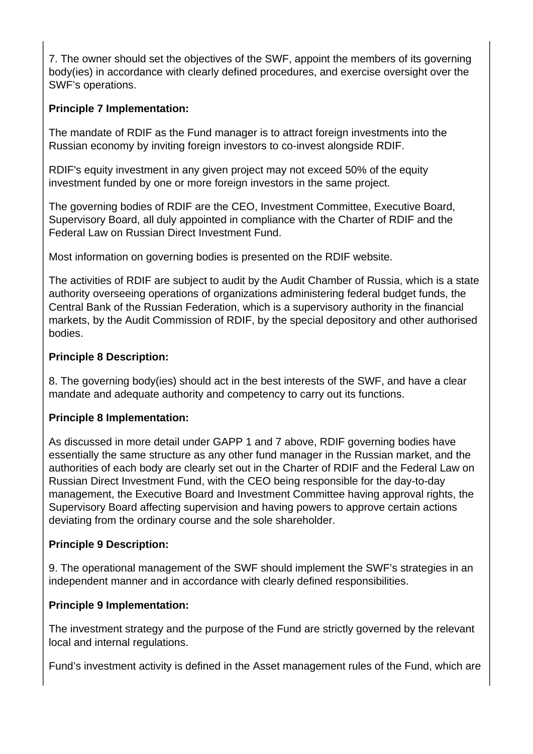7. The owner should set the objectives of the SWF, appoint the members of its governing body(ies) in accordance with clearly defined procedures, and exercise oversight over the SWF's operations.

**Principle 7 Implementation:**

The mandate of RDIF as the Fund manager is to attract foreign investments into the Russian economy by inviting foreign investors to co-invest alongside RDIF.

RDIF's equity investment in any given project may not exceed 50% of the equity investment funded by one or more foreign investors in the same project.

The governing bodies of RDIF are the CEO, Investment Committee, Executive Board, Supervisory Board, all duly appointed in compliance with the Charter of RDIF and the Federal Law on Russian Direct Investment Fund.

Most information on governing bodies is presented on the RDIF website.

The activities of RDIF are subject to audit by the Audit Chamber of Russia, which is a state authority overseeing operations of organizations administering federal budget funds, the Central Bank of the Russian Federation, which is a supervisory authority in the financial markets, by the Audit Commission of RDIF, by the special depository and other authorised bodies.

**Principle 8 Description:**

8. The governing body(ies) should act in the best interests of the SWF, and have a clear mandate and adequate authority and competency to carry out its functions.

**Principle 8 Implementation:**

As discussed in more detail under GAPP 1 and 7 above, RDIF governing bodies have essentially the same structure as any other fund manager in the Russian market, and the authorities of each body are clearly set out in the Charter of RDIF and the Federal Law on Russian Direct Investment Fund, with the CEO being responsible for the day-to-day management, the Executive Board and Investment Committee having approval rights, the Supervisory Board affecting supervision and having powers to approve certain actions deviating from the ordinary course and the sole shareholder.

**Principle 9 Description:**

9. The operational management of the SWF should implement the SWF's strategies in an independent manner and in accordance with clearly defined responsibilities.

**Principle 9 Implementation:**

The investment strategy and the purpose of the Fund are strictly governed by the relevant local and internal regulations.

Fund's investment activity is defined in the Asset management rules of the Fund, which are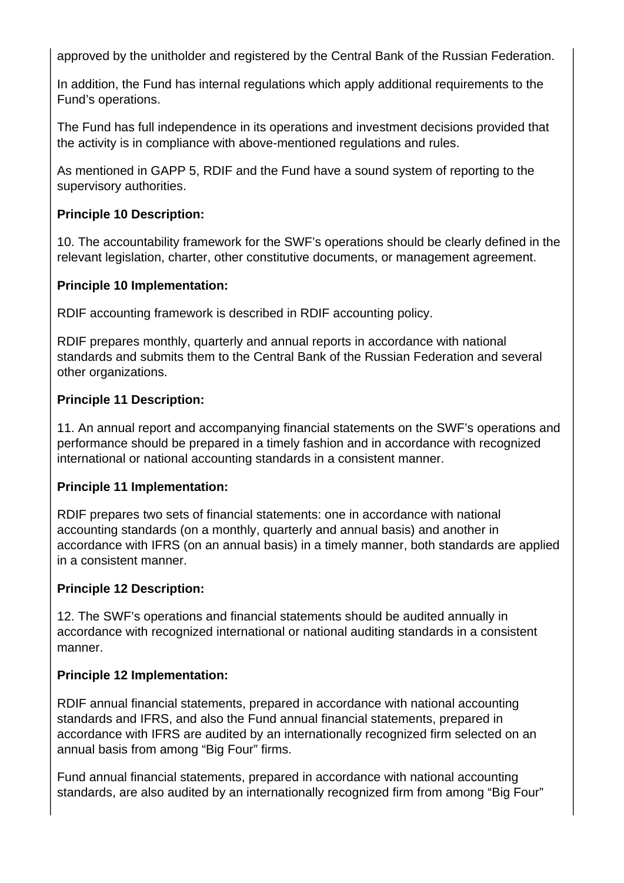approved by the unitholder and registered by the Central Bank of the Russian Federation.

In addition, the Fund has internal regulations which apply additional requirements to the Fund's operations.

The Fund has full independence in its operations and investment decisions provided that the activity is in compliance with above-mentioned regulations and rules.

As mentioned in GAPP 5, RDIF and the Fund have a sound system of reporting to the supervisory authorities.

**Principle 10 Description:**

10. The accountability framework for the SWF's operations should be clearly defined in the relevant legislation, charter, other constitutive documents, or management agreement.

**Principle 10 Implementation:**

RDIF accounting framework is described in RDIF accounting policy.

RDIF prepares monthly, quarterly and annual reports in accordance with national standards and submits them to the Central Bank of the Russian Federation and several other organizations.

**Principle 11 Description:**

11. An annual report and accompanying financial statements on the SWF's operations and performance should be prepared in a timely fashion and in accordance with recognized international or national accounting standards in a consistent manner.

**Principle 11 Implementation:**

RDIF prepares two sets of financial statements: one in accordance with national accounting standards (on a monthly, quarterly and annual basis) and another in accordance with IFRS (on an annual basis) in a timely manner, both standards are applied in a consistent manner.

**Principle 12 Description:**

12. The SWF's operations and financial statements should be audited annually in accordance with recognized international or national auditing standards in a consistent manner.

**Principle 12 Implementation:**

RDIF annual financial statements, prepared in accordance with national accounting standards and IFRS, and also the Fund annual financial statements, prepared in accordance with IFRS are audited by an internationally recognized firm selected on an annual basis from among "Big Four" firms.

Fund annual financial statements, prepared in accordance with national accounting standards, are also audited by an internationally recognized firm from among "Big Four"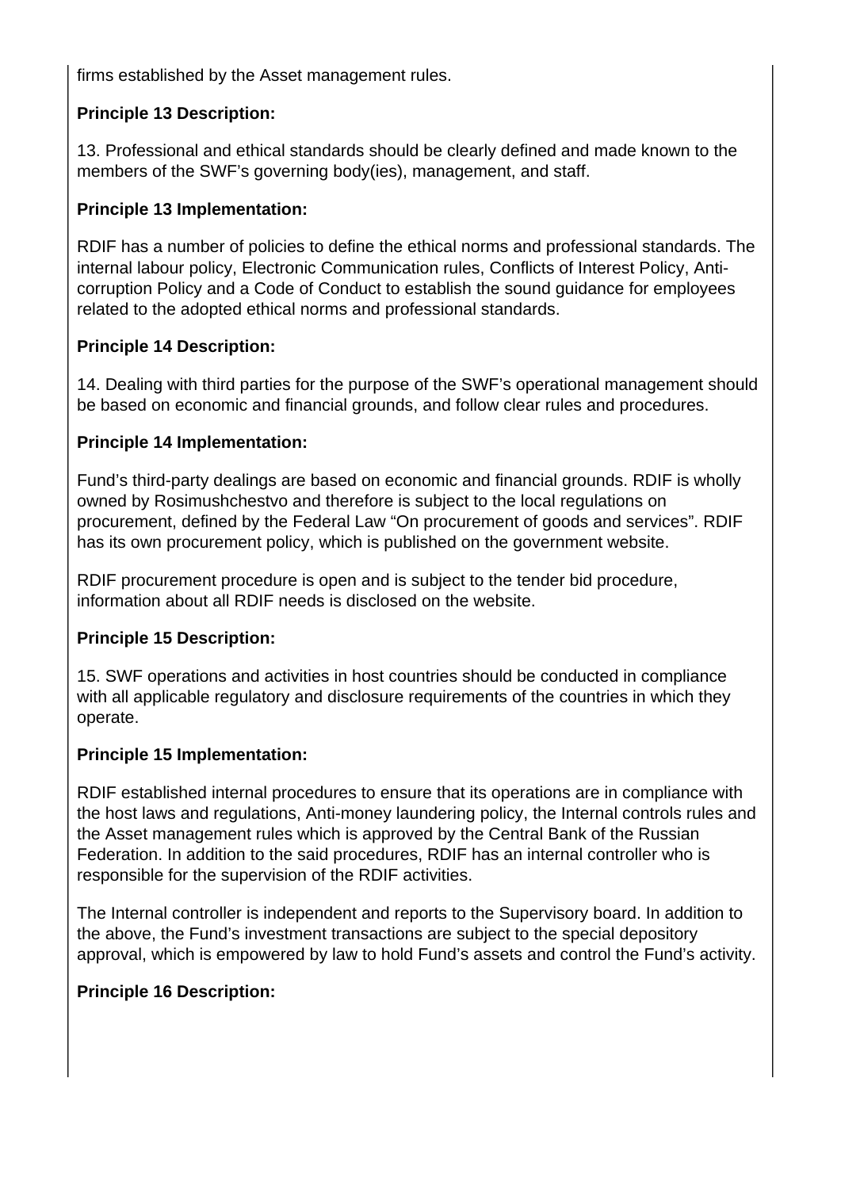firms established by the Asset management rules.

**Principle 13 Description:**

13. Professional and ethical standards should be clearly defined and made known to the members of the SWF's governing body(ies), management, and staff.

**Principle 13 Implementation:**

RDIF has a number of policies to define the ethical norms and professional standards. The internal labour policy, Electronic Communication rules, Conflicts of Interest Policy, Anti-corruption Policy and a Code of Conduct to establish the sound guidance for employees related to the adopted ethical norms and professional standards.

**Principle 14 Description:**

14. Dealing with third parties for the purpose of the SWF's operational management should be based on economic and financial grounds, and follow clear rules and procedures.

**Principle 14 Implementation:**

Fund's third-party dealings are based on economic and financial grounds. RDIF is wholly owned by Rosimushchestvo and therefore is subject to the local regulations on procurement, defined by the Federal Law "On procurement of goods and services". RDIF has its own procurement policy, which is published on the government website.

RDIF procurement procedure is open and is subject to the tender bid procedure, information about all RDIF needs is disclosed on the website.

**Principle 15 Description:**

15. SWF operations and activities in host countries should be conducted in compliance with all applicable regulatory and disclosure requirements of the countries in which they operate.

**Principle 15 Implementation:**

RDIF established internal procedures to ensure that its operations are in compliance with the host laws and regulations, Anti-money laundering policy, the Internal controls rules and the Asset management rules which is approved by the Central Bank of the Russian Federation. In addition to the said procedures, RDIF has an internal controller who is responsible for the supervision of the RDIF activities.

The Internal controller is independent and reports to the Supervisory board. In addition to the above, the Fund's investment transactions are subject to the special depository approval, which is empowered by law to hold Fund's assets and control the Fund's activity.

**Principle 16 Description:**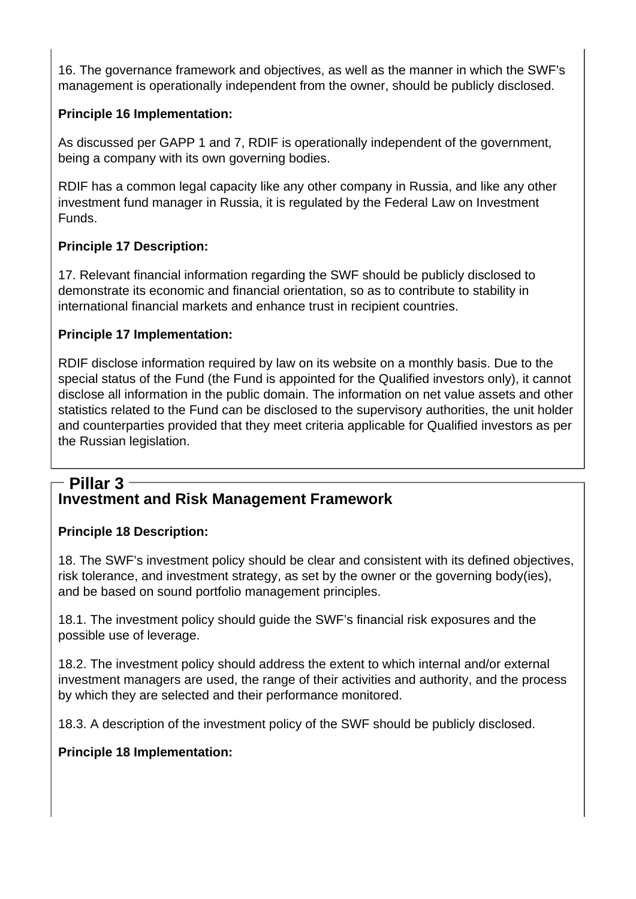16. The governance framework and objectives, as well as the manner in which the SWF's management is operationally independent from the owner, should be publicly disclosed.

**Principle 16 Implementation:**

As discussed per GAPP 1 and 7, RDIF is operationally independent of the government, being a company with its own governing bodies.

RDIF has a common legal capacity like any other company in Russia, and like any other investment fund manager in Russia, it is regulated by the Federal Law on Investment Funds.

**Principle 17 Description:**

17. Relevant financial information regarding the SWF should be publicly disclosed to demonstrate its economic and financial orientation, so as to contribute to stability in international financial markets and enhance trust in recipient countries.

**Principle 17 Implementation:**

RDIF disclose information required by law on its website on a monthly basis. Due to the special status of the Fund (the Fund is appointed for the Qualified investors only), it cannot disclose all information in the public domain. The information on net value assets and other statistics related to the Fund can be disclosed to the supervisory authorities, the unit holder and counterparties provided that they meet criteria applicable for Qualified investors as per the Russian legislation.

## Pillar 3

## Investment and Risk Management Framework

**Principle 18 Description:**

18. The SWF's investment policy should be clear and consistent with its defined objectives, risk tolerance, and investment strategy, as set by the owner or the governing body(ies), and be based on sound portfolio management principles.

18.1. The investment policy should guide the SWF's financial risk exposures and the possible use of leverage.

18.2. The investment policy should address the extent to which internal and/or external investment managers are used, the range of their activities and authority, and the process by which they are selected and their performance monitored.

18.3. A description of the investment policy of the SWF should be publicly disclosed.

**Principle 18 Implementation:**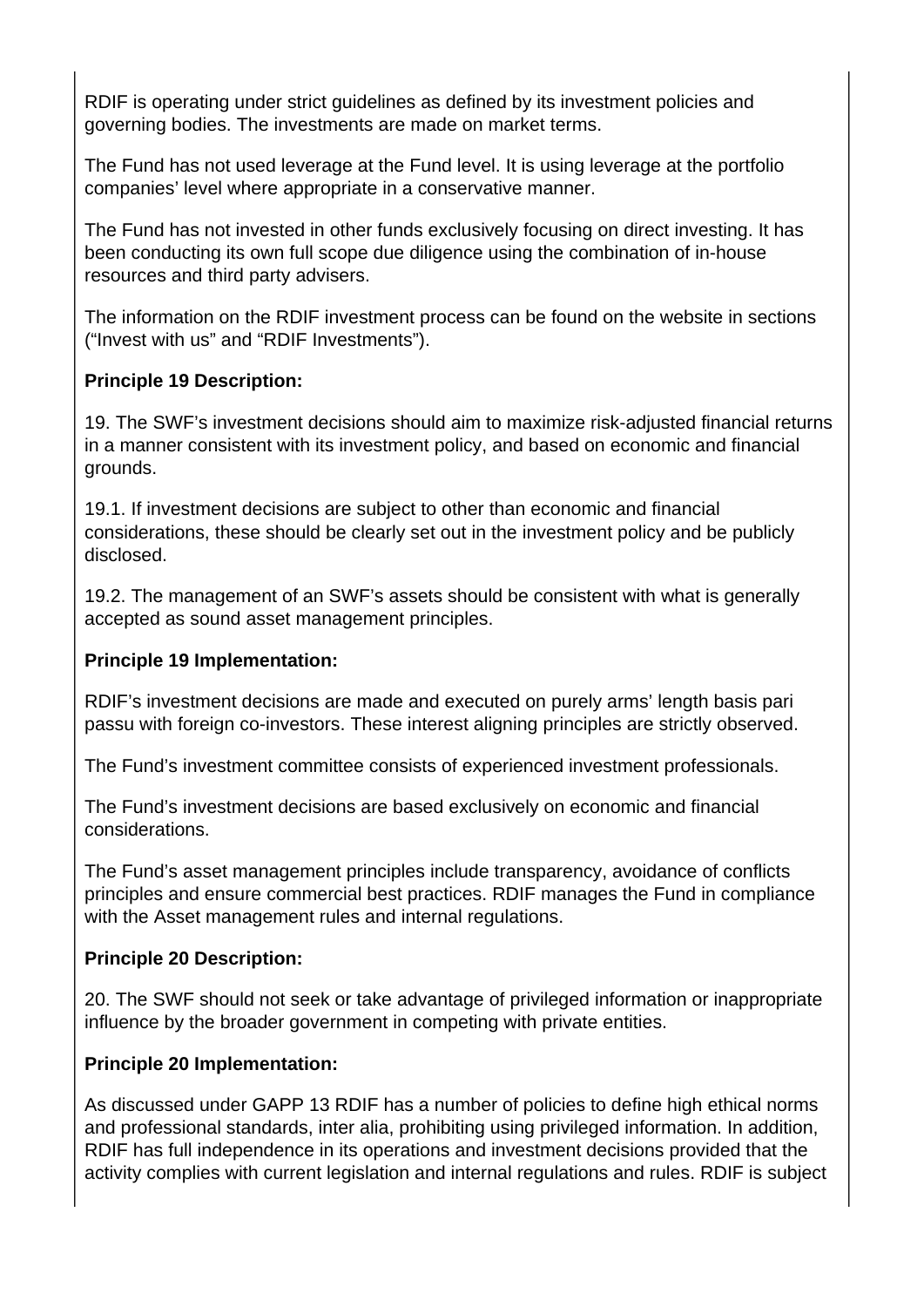RDIF is operating under strict guidelines as defined by its investment policies and governing bodies. The investments are made on market terms.

The Fund has not used leverage at the Fund level. It is using leverage at the portfolio companies' level where appropriate in a conservative manner.

The Fund has not invested in other funds exclusively focusing on direct investing. It has been conducting its own full scope due diligence using the combination of in-house resources and third party advisers.

The information on the RDIF investment process can be found on the website in sections ("Invest with us" and "RDIF Investments").

**Principle 19 Description:**

19. The SWF's investment decisions should aim to maximize risk-adjusted financial returns in a manner consistent with its investment policy, and based on economic and financial grounds.

19.1. If investment decisions are subject to other than economic and financial considerations, these should be clearly set out in the investment policy and be publicly disclosed.

19.2. The management of an SWF's assets should be consistent with what is generally accepted as sound asset management principles.

**Principle 19 Implementation:**

RDIF's investment decisions are made and executed on purely arms' length basis pari passu with foreign co-investors. These interest aligning principles are strictly observed.

The Fund's investment committee consists of experienced investment professionals.

The Fund's investment decisions are based exclusively on economic and financial considerations.

The Fund's asset management principles include transparency, avoidance of conflicts principles and ensure commercial best practices. RDIF manages the Fund in compliance with the Asset management rules and internal regulations.

**Principle 20 Description:**

20. The SWF should not seek or take advantage of privileged information or inappropriate influence by the broader government in competing with private entities.

**Principle 20 Implementation:**

As discussed under GAPP 13 RDIF has a number of policies to define high ethical norms and professional standards, inter alia, prohibiting using privileged information. In addition, RDIF has full independence in its operations and investment decisions provided that the activity complies with current legislation and internal regulations and rules. RDIF is subject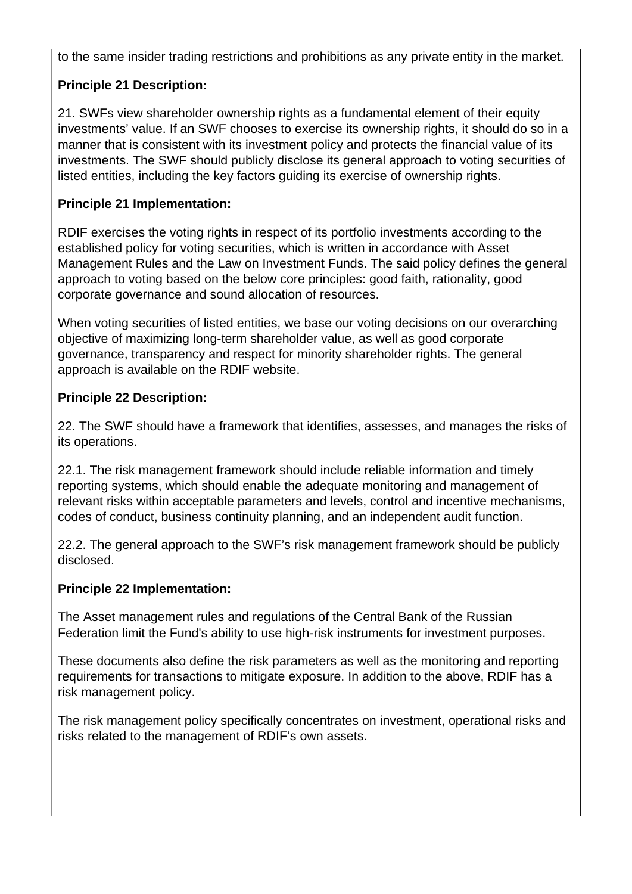to the same insider trading restrictions and prohibitions as any private entity in the market.

**Principle 21 Description:**

21. SWFs view shareholder ownership rights as a fundamental element of their equity investments' value. If an SWF chooses to exercise its ownership rights, it should do so in a manner that is consistent with its investment policy and protects the financial value of its investments. The SWF should publicly disclose its general approach to voting securities of listed entities, including the key factors guiding its exercise of ownership rights.

**Principle 21 Implementation:**

RDIF exercises the voting rights in respect of its portfolio investments according to the established policy for voting securities, which is written in accordance with Asset Management Rules and the Law on Investment Funds. The said policy defines the general approach to voting based on the below core principles: good faith, rationality, good corporate governance and sound allocation of resources.

When voting securities of listed entities, we base our voting decisions on our overarching objective of maximizing long-term shareholder value, as well as good corporate governance, transparency and respect for minority shareholder rights. The general approach is available on the RDIF website.

**Principle 22 Description:**

22. The SWF should have a framework that identifies, assesses, and manages the risks of its operations.

22.1. The risk management framework should include reliable information and timely reporting systems, which should enable the adequate monitoring and management of relevant risks within acceptable parameters and levels, control and incentive mechanisms, codes of conduct, business continuity planning, and an independent audit function.

22.2. The general approach to the SWF's risk management framework should be publicly disclosed.

**Principle 22 Implementation:**

The Asset management rules and regulations of the Central Bank of the Russian Federation limit the Fund's ability to use high-risk instruments for investment purposes.

These documents also define the risk parameters as well as the monitoring and reporting requirements for transactions to mitigate exposure. In addition to the above, RDIF has a risk management policy.

The risk management policy specifically concentrates on investment, operational risks and risks related to the management of RDIF's own assets.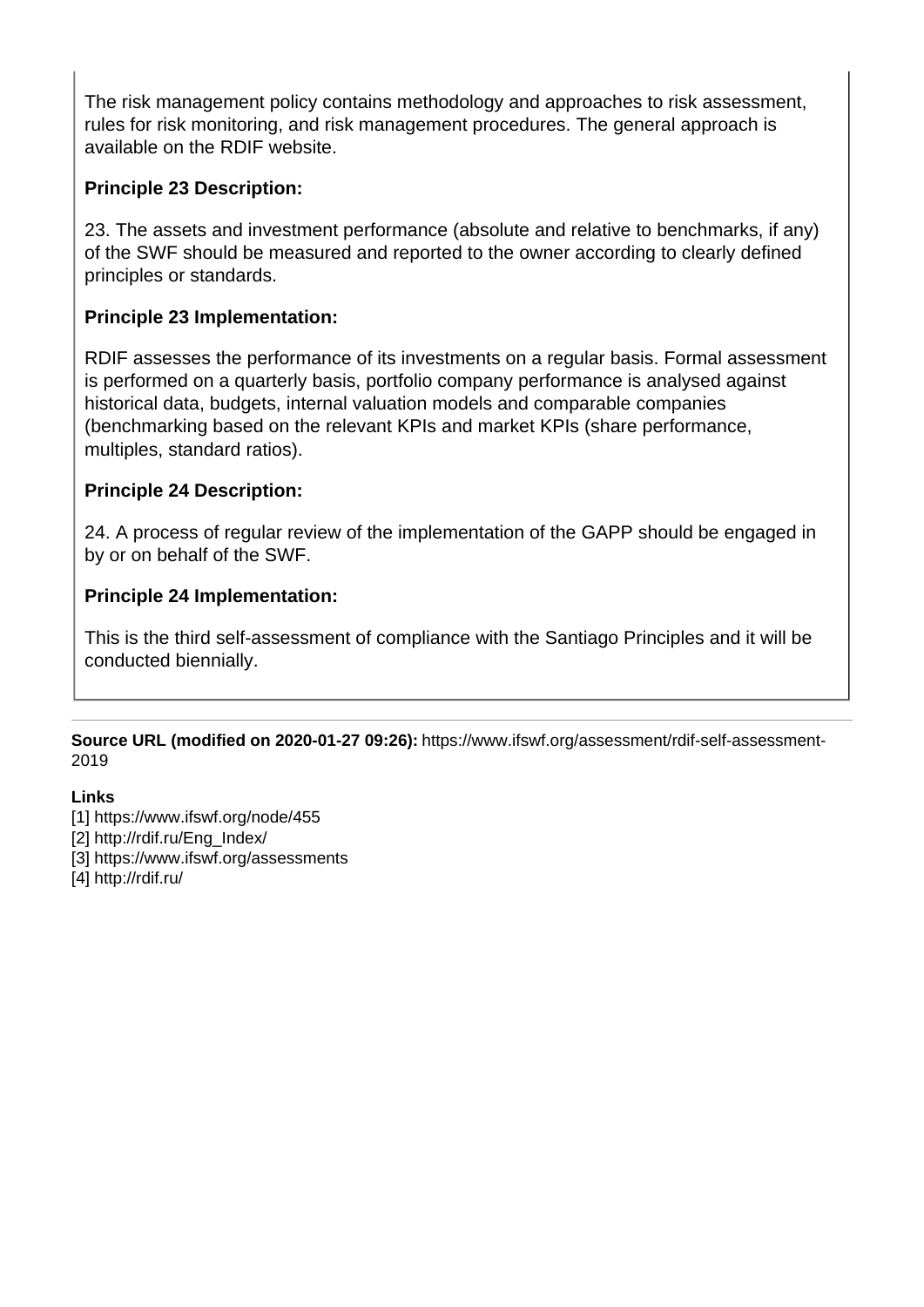The risk management policy contains methodology and approaches to risk assessment, rules for risk monitoring, and risk management procedures. The general approach is available on the RDIF website.

**Principle 23 Description:**

23. The assets and investment performance (absolute and relative to benchmarks, if any) of the SWF should be measured and reported to the owner according to clearly defined principles or standards.

**Principle 23 Implementation:**

RDIF assesses the performance of its investments on a regular basis. Formal assessment is performed on a quarterly basis, portfolio company performance is analysed against historical data, budgets, internal valuation models and comparable companies (benchmarking based on the relevant KPIs and market KPIs (share performance, multiples, standard ratios).

**Principle 24 Description:**

24. A process of regular review of the implementation of the GAPP should be engaged in by or on behalf of the SWF.

**Principle 24 Implementation:**

This is the third self-assessment of compliance with the Santiago Principles and it will be conducted biennially.

---

**Source URL (modified on 2020-01-27 09:26):** https://www.ifswf.org/assessment/rdif-self-assessment-2019

**Links**

[1] https://www.ifswf.org/node/455
[2] http://rdif.ru/Eng_Index/
[3] https://www.ifswf.org/assessments
[4] http://rdif.ru/